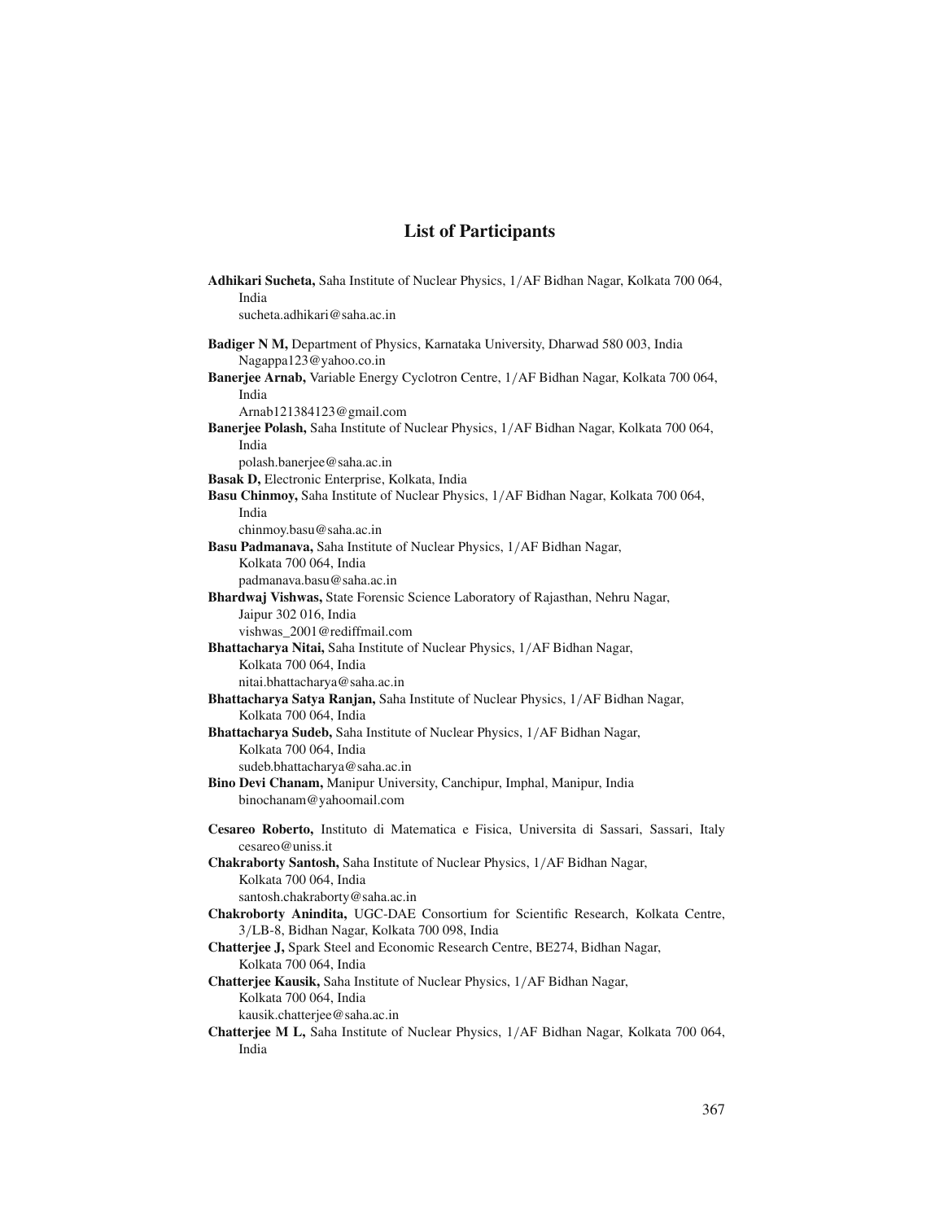# List of Participants

**Adhikari Sucheta,** Saha Institute of Nuclear Physics, 1/AF Bidhan Nagar, Kolkata 700 064, India
sucheta.adhikari@saha.ac.in

**Badiger N M,** Department of Physics, Karnataka University, Dharwad 580 003, India
Nagappa123@yahoo.co.in

**Banerjee Arnab,** Variable Energy Cyclotron Centre, 1/AF Bidhan Nagar, Kolkata 700 064, India
Arnab121384123@gmail.com

**Banerjee Polash,** Saha Institute of Nuclear Physics, 1/AF Bidhan Nagar, Kolkata 700 064, India
polash.banerjee@saha.ac.in

**Basak D,** Electronic Enterprise, Kolkata, India

**Basu Chinmoy,** Saha Institute of Nuclear Physics, 1/AF Bidhan Nagar, Kolkata 700 064, India
chinmoy.basu@saha.ac.in

**Basu Padmanava,** Saha Institute of Nuclear Physics, 1/AF Bidhan Nagar, Kolkata 700 064, India
padmanava.basu@saha.ac.in

**Bhardwaj Vishwas,** State Forensic Science Laboratory of Rajasthan, Nehru Nagar, Jaipur 302 016, India
vishwas_2001@rediffmail.com

**Bhattacharya Nitai,** Saha Institute of Nuclear Physics, 1/AF Bidhan Nagar, Kolkata 700 064, India
nitai.bhattacharya@saha.ac.in

**Bhattacharya Satya Ranjan,** Saha Institute of Nuclear Physics, 1/AF Bidhan Nagar, Kolkata 700 064, India

**Bhattacharya Sudeb,** Saha Institute of Nuclear Physics, 1/AF Bidhan Nagar, Kolkata 700 064, India
sudeb.bhattacharya@saha.ac.in

**Bino Devi Chanam,** Manipur University, Canchipur, Imphal, Manipur, India
binochanam@yahoomail.com

**Cesareo Roberto,** Instituto di Matematica e Fisica, Universita di Sassari, Sassari, Italy
cesareo@uniss.it

**Chakraborty Santosh,** Saha Institute of Nuclear Physics, 1/AF Bidhan Nagar, Kolkata 700 064, India
santosh.chakraborty@saha.ac.in

**Chakroborty Anindita,** UGC-DAE Consortium for Scientific Research, Kolkata Centre, 3/LB-8, Bidhan Nagar, Kolkata 700 098, India

**Chatterjee J,** Spark Steel and Economic Research Centre, BE274, Bidhan Nagar, Kolkata 700 064, India

**Chatterjee Kausik,** Saha Institute of Nuclear Physics, 1/AF Bidhan Nagar, Kolkata 700 064, India
kausik.chatterjee@saha.ac.in

**Chatterjee M L,** Saha Institute of Nuclear Physics, 1/AF Bidhan Nagar, Kolkata 700 064, India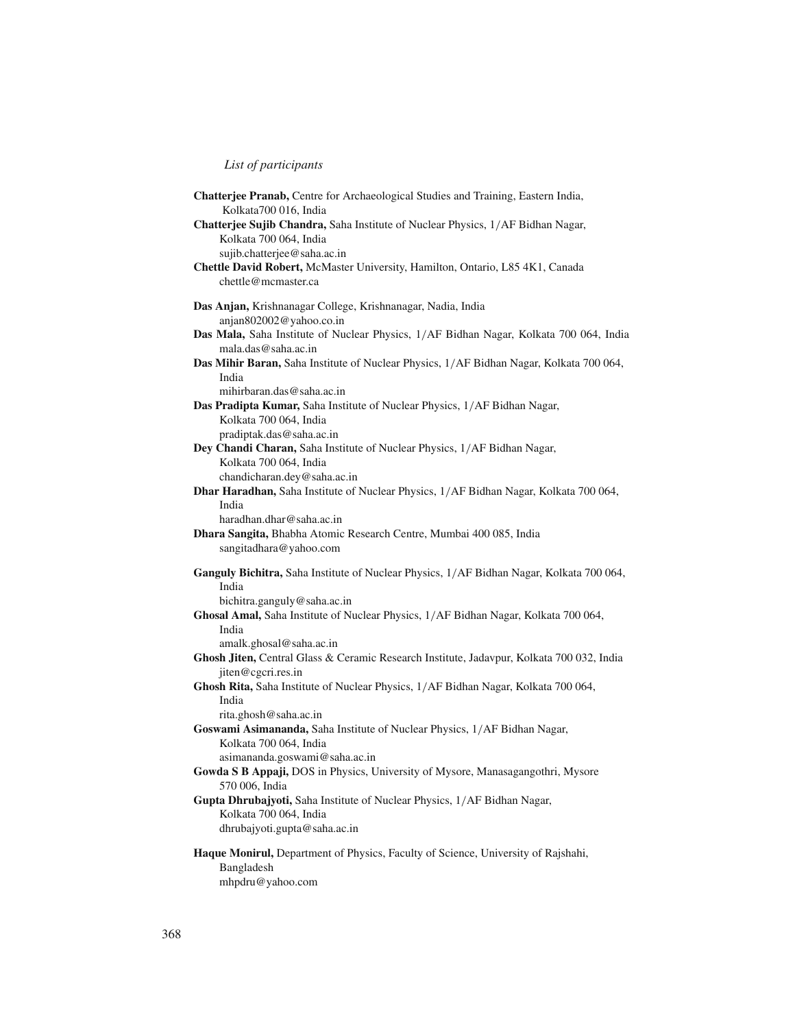**Chatterjee Pranab,** Centre for Archaeological Studies and Training, Eastern India, Kolkata700 016, India

**Chatterjee Sujib Chandra,** Saha Institute of Nuclear Physics, 1/AF Bidhan Nagar, Kolkata 700 064, India
sujib.chatterjee@saha.ac.in

**Chettle David Robert,** McMaster University, Hamilton, Ontario, L85 4K1, Canada
chettle@mcmaster.ca

**Das Anjan,** Krishnanagar College, Krishnanagar, Nadia, India
anjan802002@yahoo.co.in

**Das Mala,** Saha Institute of Nuclear Physics, 1/AF Bidhan Nagar, Kolkata 700 064, India
mala.das@saha.ac.in

**Das Mihir Baran,** Saha Institute of Nuclear Physics, 1/AF Bidhan Nagar, Kolkata 700 064, India
mihirbaran.das@saha.ac.in

**Das Pradipta Kumar,** Saha Institute of Nuclear Physics, 1/AF Bidhan Nagar, Kolkata 700 064, India
pradiptak.das@saha.ac.in

**Dey Chandi Charan,** Saha Institute of Nuclear Physics, 1/AF Bidhan Nagar, Kolkata 700 064, India
chandicharan.dey@saha.ac.in

**Dhar Haradhan,** Saha Institute of Nuclear Physics, 1/AF Bidhan Nagar, Kolkata 700 064, India
haradhan.dhar@saha.ac.in

**Dhara Sangita,** Bhabha Atomic Research Centre, Mumbai 400 085, India
sangitadhara@yahoo.com

**Ganguly Bichitra,** Saha Institute of Nuclear Physics, 1/AF Bidhan Nagar, Kolkata 700 064, India
bichitra.ganguly@saha.ac.in

**Ghosal Amal,** Saha Institute of Nuclear Physics, 1/AF Bidhan Nagar, Kolkata 700 064, India
amalk.ghosal@saha.ac.in

**Ghosh Jiten,** Central Glass & Ceramic Research Institute, Jadavpur, Kolkata 700 032, India
jiten@cgcri.res.in

**Ghosh Rita,** Saha Institute of Nuclear Physics, 1/AF Bidhan Nagar, Kolkata 700 064, India
rita.ghosh@saha.ac.in

**Goswami Asimananda,** Saha Institute of Nuclear Physics, 1/AF Bidhan Nagar, Kolkata 700 064, India
asimananda.goswami@saha.ac.in

**Gowda S B Appaji,** DOS in Physics, University of Mysore, Manasagangothri, Mysore 570 006, India

**Gupta Dhrubajyoti,** Saha Institute of Nuclear Physics, 1/AF Bidhan Nagar, Kolkata 700 064, India
dhrubajyoti.gupta@saha.ac.in

**Haque Monirul,** Department of Physics, Faculty of Science, University of Rajshahi, Bangladesh
mhpdru@yahoo.com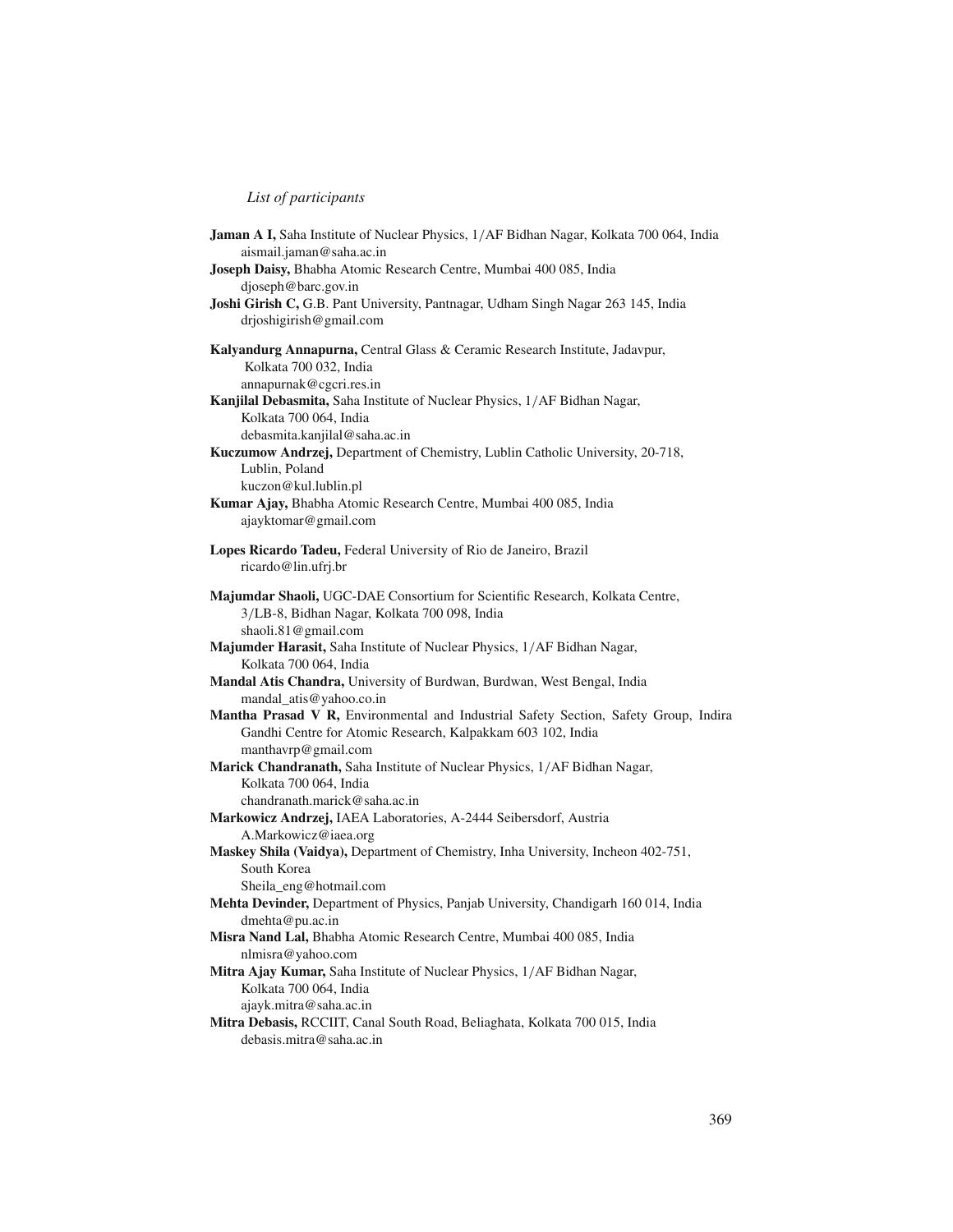*List of participants*

**Jaman A I,** Saha Institute of Nuclear Physics, 1/AF Bidhan Nagar, Kolkata 700 064, India
aismail.jaman@saha.ac.in

**Joseph Daisy,** Bhabha Atomic Research Centre, Mumbai 400 085, India
djoseph@barc.gov.in

**Joshi Girish C,** G.B. Pant University, Pantnagar, Udham Singh Nagar 263 145, India
drjoshigirish@gmail.com

**Kalyandurg Annapurna,** Central Glass & Ceramic Research Institute, Jadavpur, Kolkata 700 032, India
annapurnak@cgcri.res.in

**Kanjilal Debasmita,** Saha Institute of Nuclear Physics, 1/AF Bidhan Nagar, Kolkata 700 064, India
debasmita.kanjilal@saha.ac.in

**Kuczumow Andrzej,** Department of Chemistry, Lublin Catholic University, 20-718, Lublin, Poland
kuczon@kul.lublin.pl

**Kumar Ajay,** Bhabha Atomic Research Centre, Mumbai 400 085, India
ajayktomar@gmail.com

**Lopes Ricardo Tadeu,** Federal University of Rio de Janeiro, Brazil
ricardo@lin.ufrj.br

**Majumdar Shaoli,** UGC-DAE Consortium for Scientific Research, Kolkata Centre, 3/LB-8, Bidhan Nagar, Kolkata 700 098, India
shaoli.81@gmail.com

**Majumder Harasit,** Saha Institute of Nuclear Physics, 1/AF Bidhan Nagar, Kolkata 700 064, India

**Mandal Atis Chandra,** University of Burdwan, Burdwan, West Bengal, India
mandal_atis@yahoo.co.in

**Mantha Prasad V R,** Environmental and Industrial Safety Section, Safety Group, Indira Gandhi Centre for Atomic Research, Kalpakkam 603 102, India
manthavrp@gmail.com

**Marick Chandranath,** Saha Institute of Nuclear Physics, 1/AF Bidhan Nagar, Kolkata 700 064, India
chandranath.marick@saha.ac.in

**Markowicz Andrzej,** IAEA Laboratories, A-2444 Seibersdorf, Austria
A.Markowicz@iaea.org

**Maskey Shila (Vaidya),** Department of Chemistry, Inha University, Incheon 402-751, South Korea
Sheila_eng@hotmail.com

**Mehta Devinder,** Department of Physics, Panjab University, Chandigarh 160 014, India
dmehta@pu.ac.in

**Misra Nand Lal,** Bhabha Atomic Research Centre, Mumbai 400 085, India
nlmisra@yahoo.com

**Mitra Ajay Kumar,** Saha Institute of Nuclear Physics, 1/AF Bidhan Nagar, Kolkata 700 064, India
ajayk.mitra@saha.ac.in

**Mitra Debasis,** RCCIIT, Canal South Road, Beliaghata, Kolkata 700 015, India
debasis.mitra@saha.ac.in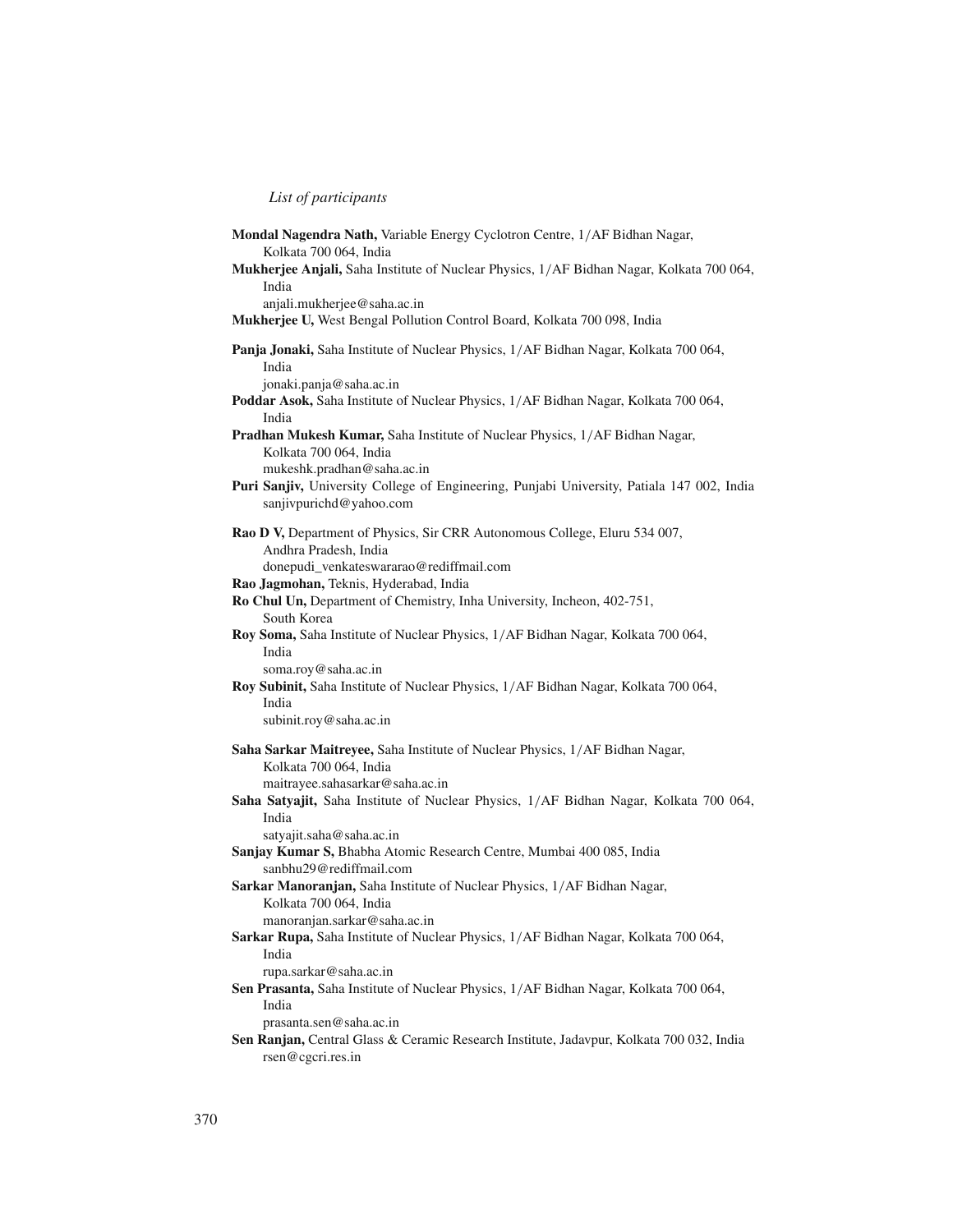*List of participants*

**Mondal Nagendra Nath,** Variable Energy Cyclotron Centre, 1/AF Bidhan Nagar, Kolkata 700 064, India

**Mukherjee Anjali,** Saha Institute of Nuclear Physics, 1/AF Bidhan Nagar, Kolkata 700 064, India
anjali.mukherjee@saha.ac.in

**Mukherjee U,** West Bengal Pollution Control Board, Kolkata 700 098, India

**Panja Jonaki,** Saha Institute of Nuclear Physics, 1/AF Bidhan Nagar, Kolkata 700 064, India
jonaki.panja@saha.ac.in

**Poddar Asok,** Saha Institute of Nuclear Physics, 1/AF Bidhan Nagar, Kolkata 700 064, India

**Pradhan Mukesh Kumar,** Saha Institute of Nuclear Physics, 1/AF Bidhan Nagar, Kolkata 700 064, India
mukeshk.pradhan@saha.ac.in

**Puri Sanjiv,** University College of Engineering, Punjabi University, Patiala 147 002, India
sanjivpurichd@yahoo.com

**Rao D V,** Department of Physics, Sir CRR Autonomous College, Eluru 534 007, Andhra Pradesh, India
donepudi_venkateswararao@rediffmail.com

**Rao Jagmohan,** Teknis, Hyderabad, India

**Ro Chul Un,** Department of Chemistry, Inha University, Incheon, 402-751, South Korea

**Roy Soma,** Saha Institute of Nuclear Physics, 1/AF Bidhan Nagar, Kolkata 700 064, India
soma.roy@saha.ac.in

**Roy Subinit,** Saha Institute of Nuclear Physics, 1/AF Bidhan Nagar, Kolkata 700 064, India
subinit.roy@saha.ac.in

**Saha Sarkar Maitreyee,** Saha Institute of Nuclear Physics, 1/AF Bidhan Nagar, Kolkata 700 064, India
maitrayee.sahasarkar@saha.ac.in

**Saha Satyajit,** Saha Institute of Nuclear Physics, 1/AF Bidhan Nagar, Kolkata 700 064, India
satyajit.saha@saha.ac.in

**Sanjay Kumar S,** Bhabha Atomic Research Centre, Mumbai 400 085, India
sanbhu29@rediffmail.com

**Sarkar Manoranjan,** Saha Institute of Nuclear Physics, 1/AF Bidhan Nagar, Kolkata 700 064, India
manoranjan.sarkar@saha.ac.in

**Sarkar Rupa,** Saha Institute of Nuclear Physics, 1/AF Bidhan Nagar, Kolkata 700 064, India
rupa.sarkar@saha.ac.in

**Sen Prasanta,** Saha Institute of Nuclear Physics, 1/AF Bidhan Nagar, Kolkata 700 064, India
prasanta.sen@saha.ac.in

**Sen Ranjan,** Central Glass & Ceramic Research Institute, Jadavpur, Kolkata 700 032, India
rsen@cgcri.res.in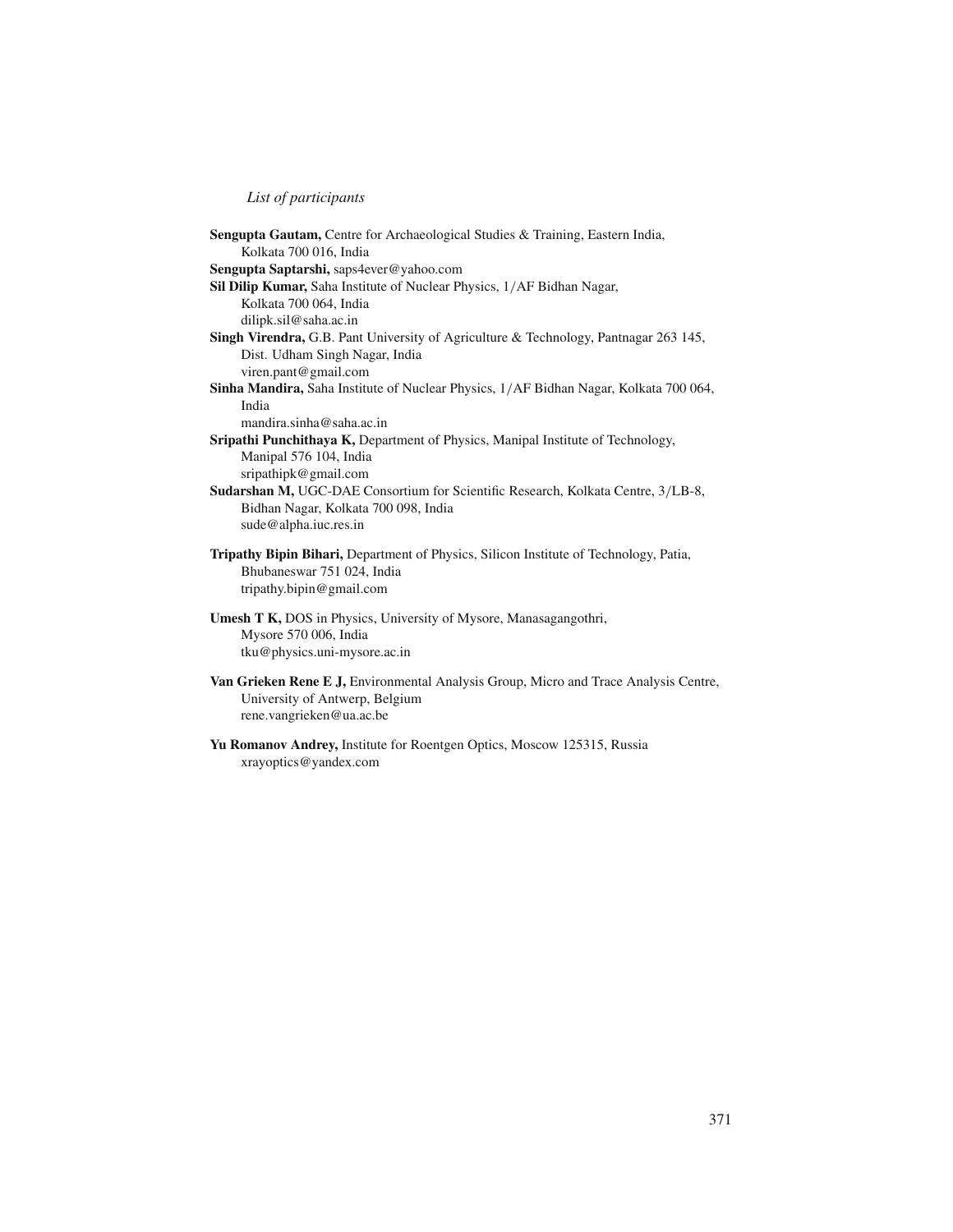*List of participants*

**Sengupta Gautam,** Centre for Archaeological Studies & Training, Eastern India, Kolkata 700 016, India

**Sengupta Saptarshi,** saps4ever@yahoo.com

**Sil Dilip Kumar,** Saha Institute of Nuclear Physics, 1/AF Bidhan Nagar, Kolkata 700 064, India
dilipk.sil@saha.ac.in

**Singh Virendra,** G.B. Pant University of Agriculture & Technology, Pantnagar 263 145, Dist. Udham Singh Nagar, India
viren.pant@gmail.com

**Sinha Mandira,** Saha Institute of Nuclear Physics, 1/AF Bidhan Nagar, Kolkata 700 064, India
mandira.sinha@saha.ac.in

**Sripathi Punchithaya K,** Department of Physics, Manipal Institute of Technology, Manipal 576 104, India
sripathipk@gmail.com

**Sudarshan M,** UGC-DAE Consortium for Scientific Research, Kolkata Centre, 3/LB-8, Bidhan Nagar, Kolkata 700 098, India
sude@alpha.iuc.res.in

**Tripathy Bipin Bihari,** Department of Physics, Silicon Institute of Technology, Patia, Bhubaneswar 751 024, India
tripathy.bipin@gmail.com

**Umesh T K,** DOS in Physics, University of Mysore, Manasagangothri, Mysore 570 006, India
tku@physics.uni-mysore.ac.in

**Van Grieken Rene E J,** Environmental Analysis Group, Micro and Trace Analysis Centre, University of Antwerp, Belgium
rene.vangrieken@ua.ac.be

**Yu Romanov Andrey,** Institute for Roentgen Optics, Moscow 125315, Russia
xrayoptics@yandex.com